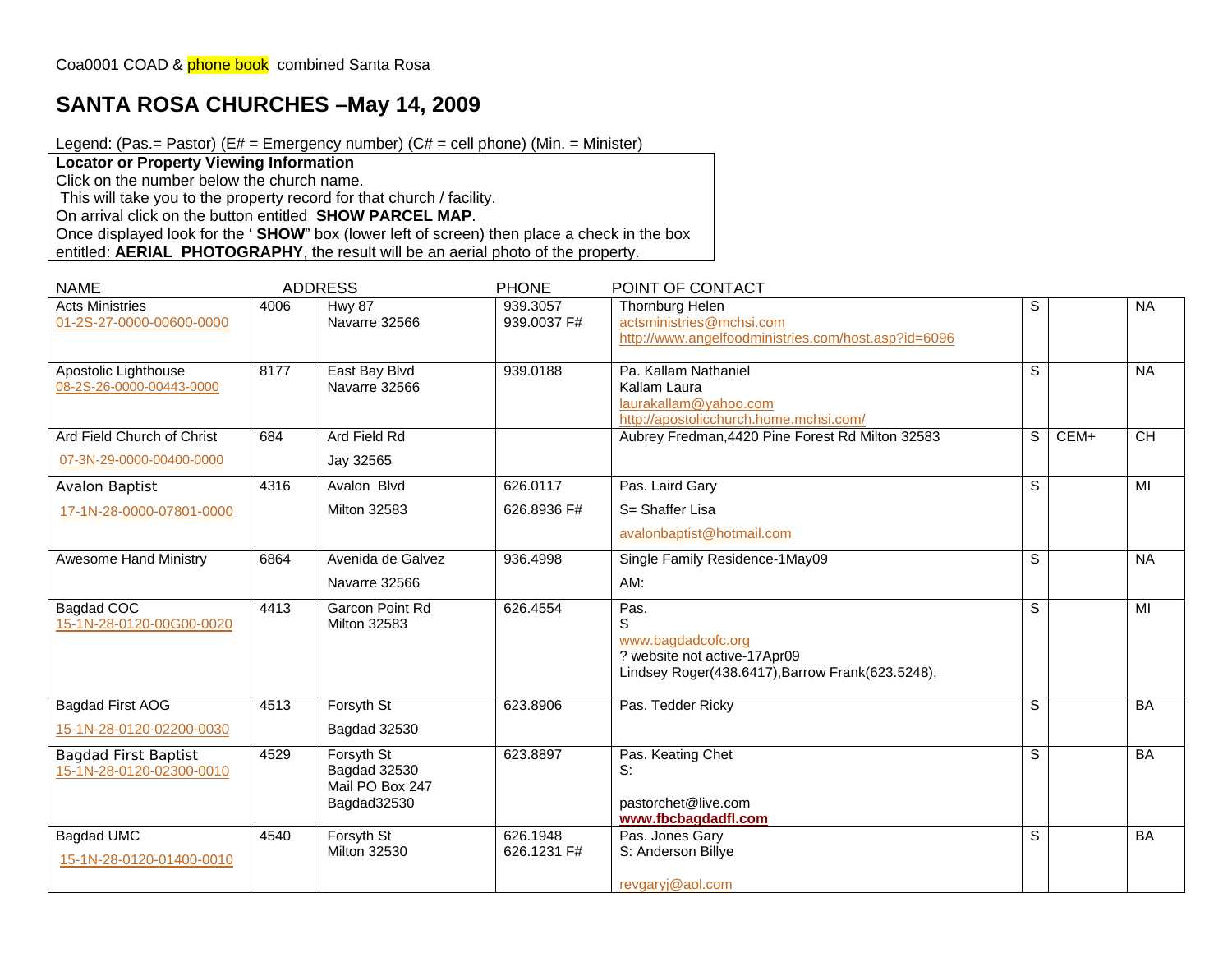Coa0001 COAD & phone book combined Santa Rosa

# SANTA ROSA CHURCHES –May 14, 2009

Legend: (Pas.= Pastor) (E# = Emergency number) (C# = cell phone) (Min. = Minister)

**Locator or Property Viewing Information**
Click on the number below the church name.
This will take you to the property record for that church / facility.
On arrival click on the button entitled **SHOW PARCEL MAP**.
Once displayed look for the ' **SHOW**" box (lower left of screen) then place a check in the box entitled: **AERIAL PHOTOGRAPHY**, the result will be an aerial photo of the property.

| NAME | ADDRESS | | PHONE | POINT OF CONTACT | | | |
|---|---|---|---|---|---|---|---|
| Acts Ministries<br>01-2S-27-0000-00600-0000 | 4006 | Hwy 87<br>Navarre 32566 | 939.3057<br>939.0037 F# | Thornburg Helen<br>actsministries@mchsi.com<br>http://www.angelfoodministries.com/host.asp?id=6096 | S | | NA |
| Apostolic Lighthouse<br>08-2S-26-0000-00443-0000 | 8177 | East Bay Blvd<br>Navarre 32566 | 939.0188 | Pa. Kallam Nathaniel<br>Kallam Laura<br>laurakallam@yahoo.com<br>http://apostolicchurch.home.mchsi.com/ | S | | NA |
| Ard Field Church of Christ<br>07-3N-29-0000-00400-0000 | 684 | Ard Field Rd<br>Jay 32565 | | Aubrey Fredman,4420 Pine Forest Rd Milton 32583 | S | CEM+ | CH |
| Avalon Baptist<br>17-1N-28-0000-07801-0000 | 4316 | Avalon Blvd<br>Milton 32583 | 626.0117<br>626.8936 F# | Pas. Laird Gary<br>S= Shaffer Lisa<br>avalonbaptist@hotmail.com | S | | MI |
| Awesome Hand Ministry | 6864 | Avenida de Galvez<br>Navarre 32566 | 936.4998 | Single Family Residence-1May09<br>AM: | S | | NA |
| Bagdad COC<br>15-1N-28-0120-00G00-0020 | 4413 | Garcon Point Rd<br>Milton 32583 | 626.4554 | Pas.<br>S<br>www.bagdadcofc.org<br>? website not active-17Apr09<br>Lindsey Roger(438.6417),Barrow Frank(623.5248), | S | | MI |
| Bagdad First AOG<br>15-1N-28-0120-02200-0030 | 4513 | Forsyth St<br>Bagdad 32530 | 623.8906 | Pas. Tedder Ricky | S | | BA |
| Bagdad First Baptist<br>15-1N-28-0120-02300-0010 | 4529 | Forsyth St<br>Bagdad 32530<br>Mail PO Box 247<br>Bagdad32530 | 623.8897 | Pas. Keating Chet<br>S:<br>pastorchet@live.com<br>**www.fbcbagdadfl.com** | S | | BA |
| Bagdad UMC<br>15-1N-28-0120-01400-0010 | 4540 | Forsyth St<br>Milton 32530 | 626.1948<br>626.1231 F# | Pas. Jones Gary<br>S: Anderson Billye<br>revgaryj@aol.com | S | | BA |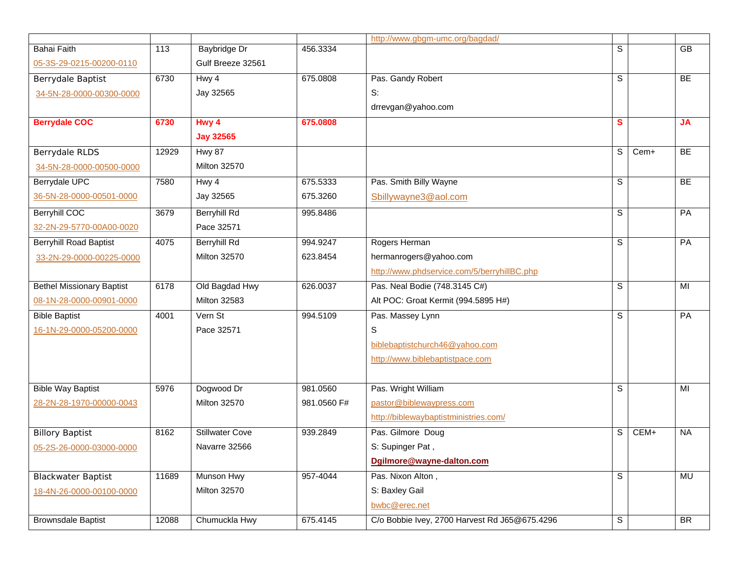| | | | | | | | |
|---|---|---|---|---|---|---|---|
| | | | | http://www.gbgm-umc.org/bagdad/ | | | |
| Bahai Faith<br>05-3S-29-0215-00200-0110 | 113 | Baybridge Dr<br>Gulf Breeze 32561 | 456.3334 | | S | | GB |
| Berrydale Baptist<br>34-5N-28-0000-00300-0000 | 6730 | Hwy 4<br>Jay 32565 | 675.0808 | Pas. Gandy Robert<br>S:<br>drrevgan@yahoo.com | S | | BE |
| **Berrydale COC** | **6730** | **Hwy 4<br>Jay 32565** | **675.0808** | | **S** | | **JA** |
| Berrydale RLDS<br>34-5N-28-0000-00500-0000 | 12929 | Hwy 87<br>Milton 32570 | | | S | Cem+ | BE |
| Berrydale UPC<br>36-5N-28-0000-00501-0000 | 7580 | Hwy 4<br>Jay 32565 | 675.5333<br>675.3260 | Pas. Smith Billy Wayne<br>Sbillywayne3@aol.com | S | | BE |
| Berryhill COC<br>32-2N-29-5770-00A00-0020 | 3679 | Berryhill Rd<br>Pace 32571 | 995.8486 | | S | | PA |
| Berryhill Road Baptist<br>33-2N-29-0000-00225-0000 | 4075 | Berryhill Rd<br>Milton 32570 | 994.9247<br>623.8454 | Rogers Herman<br>hermanrogers@yahoo.com<br>http://www.phdservice.com/5/berryhillBC.php | S | | PA |
| Bethel Missionary Baptist<br>08-1N-28-0000-00901-0000 | 6178 | Old Bagdad Hwy<br>Milton 32583 | 626.0037 | Pas. Neal Bodie (748.3145 C#)<br>Alt POC: Groat Kermit (994.5895 H#) | S | | MI |
| Bible Baptist<br>16-1N-29-0000-05200-0000 | 4001 | Vern St<br>Pace 32571 | 994.5109 | Pas. Massey Lynn<br>S<br>biblebaptistchurch46@yahoo.com<br>http://www.biblebaptistpace.com | S | | PA |
| Bible Way Baptist<br>28-2N-28-1970-00000-0043 | 5976 | Dogwood Dr<br>Milton 32570 | 981.0560<br>981.0560 F# | Pas. Wright William<br>pastor@biblewaypress.com<br>http://biblewaybaptistministries.com/ | S | | MI |
| Billory Baptist<br>05-2S-26-0000-03000-0000 | 8162 | Stillwater Cove<br>Navarre 32566 | 939.2849 | Pas. Gilmore Doug<br>S: Supinger Pat ,<br>**Dgilmore@wayne-dalton.com** | S | CEM+ | NA |
| Blackwater Baptist<br>18-4N-26-0000-00100-0000 | 11689 | Munson Hwy<br>Milton 32570 | 957-4044 | Pas. Nixon Alton ,<br>S: Baxley Gail<br>bwbc@erec.net | S | | MU |
| Brownsdale Baptist | 12088 | Chumuckla Hwy | 675.4145 | C/o Bobbie Ivey, 2700 Harvest Rd J65@675.4296 | S | | BR |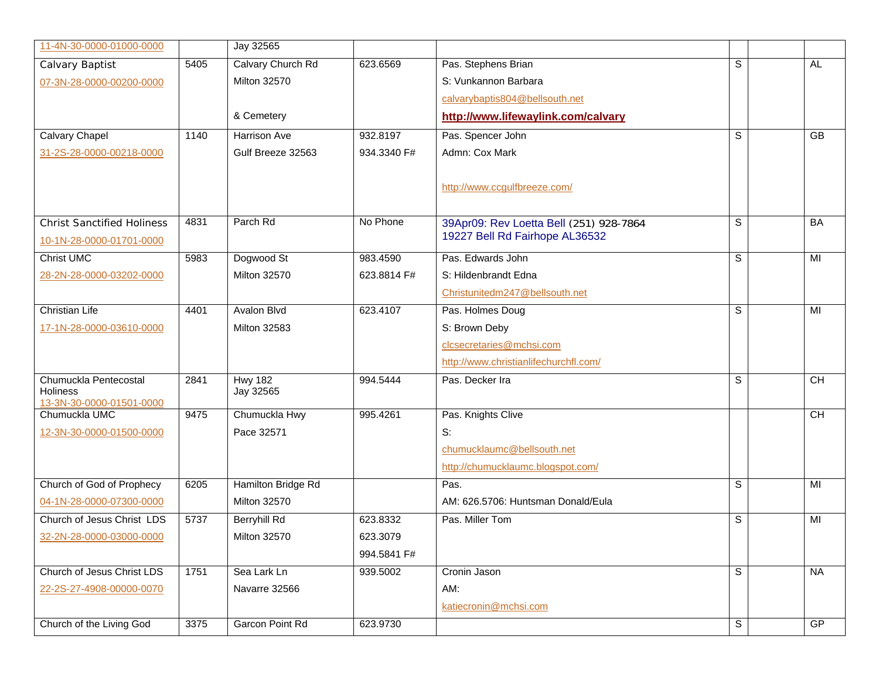| | | | | | | | |
|---|---|---|---|---|---|---|---|
| 11-4N-30-0000-01000-0000 | | Jay 32565 | | | | | |
| Calvary Baptist<br>07-3N-28-0000-00200-0000 | 5405 | Calvary Church Rd<br>Milton 32570<br><br>& Cemetery | 623.6569 | Pas. Stephens Brian<br>S: Vunkannon Barbara<br>calvarybaptis804@bellsouth.net<br>**http://www.lifewaylink.com/calvary** | S | | AL |
| Calvary Chapel<br>31-2S-28-0000-00218-0000 | 1140 | Harrison Ave<br>Gulf Breeze 32563 | 932.8197<br>934.3340 F# | Pas. Spencer John<br>Admn: Cox Mark<br><br>http://www.ccgulfbreeze.com/ | S | | GB |
| Christ Sanctified Holiness<br>10-1N-28-0000-01701-0000 | 4831 | Parch Rd | No Phone | 39Apr09: Rev Loetta Bell (251) 928-7864<br>19227 Bell Rd Fairhope AL36532 | S | | BA |
| Christ UMC<br>28-2N-28-0000-03202-0000 | 5983 | Dogwood St<br>Milton 32570 | 983.4590<br>623.8814 F# | Pas. Edwards John<br>S: Hildenbrandt Edna<br>Christunitedm247@bellsouth.net | S | | MI |
| Christian Life<br>17-1N-28-0000-03610-0000 | 4401 | Avalon Blvd<br>Milton 32583 | 623.4107 | Pas. Holmes Doug<br>S: Brown Deby<br>clcsecretaries@mchsi.com<br>http://www.christianlifechurchfl.com/ | S | | MI |
| Chumuckla Pentecostal Holiness<br>13-3N-30-0000-01501-0000 | 2841 | Hwy 182<br>Jay 32565 | 994.5444 | Pas. Decker Ira | S | | CH |
| Chumuckla UMC<br>12-3N-30-0000-01500-0000 | 9475 | Chumuckla Hwy<br>Pace 32571 | 995.4261 | Pas. Knights Clive<br>S:<br>chumucklaumc@bellsouth.net<br>http://chumucklaumc.blogspot.com/ | | | CH |
| Church of God of Prophecy<br>04-1N-28-0000-07300-0000 | 6205 | Hamilton Bridge Rd<br>Milton 32570 | | Pas.<br>AM: 626.5706: Huntsman Donald/Eula | S | | MI |
| Church of Jesus Christ LDS<br>32-2N-28-0000-03000-0000 | 5737 | Berryhill Rd<br>Milton 32570 | 623.8332<br>623.3079<br>994.5841 F# | Pas. Miller Tom | S | | MI |
| Church of Jesus Christ LDS<br>22-2S-27-4908-00000-0070 | 1751 | Sea Lark Ln<br>Navarre 32566 | 939.5002 | Cronin Jason<br>AM:<br>katiecronin@mchsi.com | S | | NA |
| Church of the Living God | 3375 | Garcon Point Rd | 623.9730 | | S | | GP |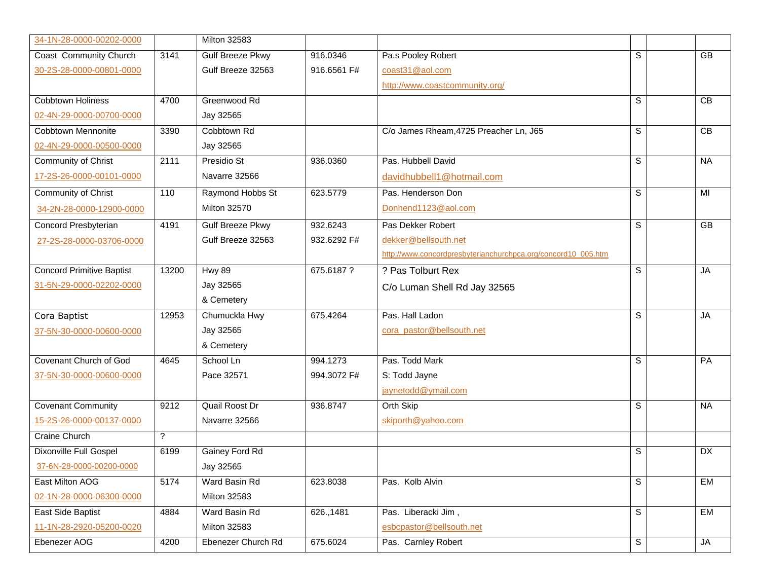| | | | | | | | |
|---|---|---|---|---|---|---|---|
| 34-1N-28-0000-00202-0000 | | Milton 32583 | | | | | |
| Coast Community Church<br>30-2S-28-0000-00801-0000 | 3141 | Gulf Breeze Pkwy<br>Gulf Breeze 32563 | 916.0346<br>916.6561 F# | Pa.s Pooley Robert<br>coast31@aol.com<br>http://www.coastcommunity.org/ | S | | GB |
| Cobbtown Holiness<br>02-4N-29-0000-00700-0000 | 4700 | Greenwood Rd<br>Jay 32565 | | | S | | CB |
| Cobbtown Mennonite<br>02-4N-29-0000-00500-0000 | 3390 | Cobbtown Rd<br>Jay 32565 | | C/o James Rheam,4725 Preacher Ln, J65 | S | | CB |
| Community of Christ<br>17-2S-26-0000-00101-0000 | 2111 | Presidio St<br>Navarre 32566 | 936.0360 | Pas. Hubbell David<br>davidhubbell1@hotmail.com | S | | NA |
| Community of Christ<br>34-2N-28-0000-12900-0000 | 110 | Raymond Hobbs St<br>Milton 32570 | 623.5779 | Pas. Henderson Don<br>Donhend1123@aol.com | S | | MI |
| Concord Presbyterian<br>27-2S-28-0000-03706-0000 | 4191 | Gulf Breeze Pkwy<br>Gulf Breeze 32563 | 932.6243<br>932.6292 F# | Pas Dekker Robert<br>dekker@bellsouth.net<br>http://www.concordpresbyterianchurchpca.org/concord10_005.htm | S | | GB |
| Concord Primitive Baptist<br>31-5N-29-0000-02202-0000 | 13200 | Hwy 89<br>Jay 32565<br>& Cemetery | 675.6187 ? | ? Pas Tolburt Rex<br>C/o Luman Shell Rd Jay 32565 | S | | JA |
| Cora Baptist<br>37-5N-30-0000-00600-0000 | 12953 | Chumuckla Hwy<br>Jay 32565<br>& Cemetery | 675.4264 | Pas. Hall Ladon<br>cora_pastor@bellsouth.net | S | | JA |
| Covenant Church of God<br>37-5N-30-0000-00600-0000 | 4645 | School Ln<br>Pace 32571 | 994.1273<br>994.3072 F# | Pas. Todd Mark<br>S: Todd Jayne<br>jaynetodd@ymail.com | S | | PA |
| Covenant Community<br>15-2S-26-0000-00137-0000 | 9212 | Quail Roost Dr<br>Navarre 32566 | 936.8747 | Orth Skip<br>skiporth@yahoo.com | S | | NA |
| Craine Church | ? | | | | | | |
| Dixonville Full Gospel<br>37-6N-28-0000-00200-0000 | 6199 | Gainey Ford Rd<br>Jay 32565 | | | S | | DX |
| East Milton AOG<br>02-1N-28-0000-06300-0000 | 5174 | Ward Basin Rd<br>Milton 32583 | 623.8038 | Pas. Kolb Alvin | S | | EM |
| East Side Baptist<br>11-1N-28-2920-05200-0020 | 4884 | Ward Basin Rd<br>Milton 32583 | 626.,1481 | Pas. Liberacki Jim ,<br>esbcpastor@bellsouth.net | S | | EM |
| Ebenezer AOG | 4200 | Ebenezer Church Rd | 675.6024 | Pas. Carnley Robert | S | | JA |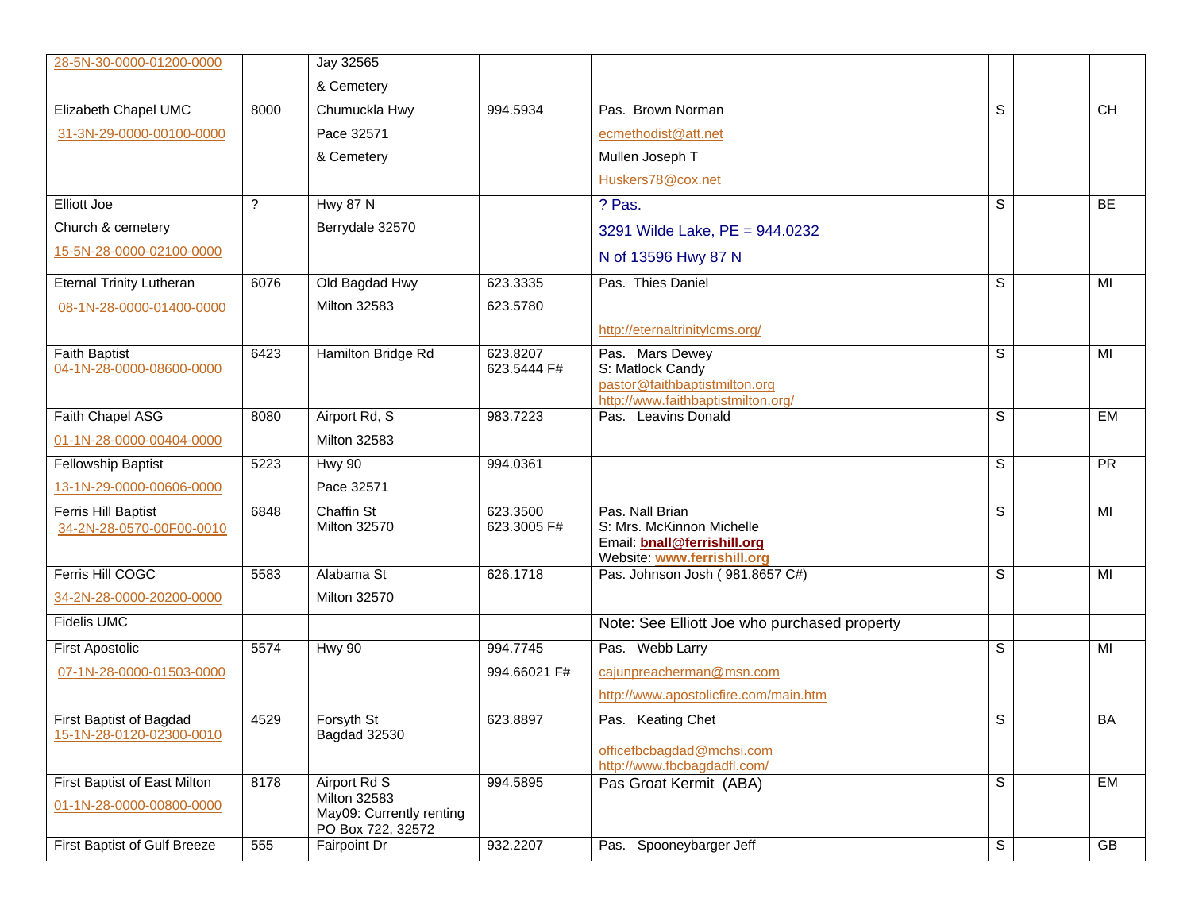| | | | | | | | |
|---|---|---|---|---|---|---|---|
| 28-5N-30-0000-01200-0000 | | Jay 32565<br>& Cemetery | | | | | |
| Elizabeth Chapel UMC<br>31-3N-29-0000-00100-0000 | 8000 | Chumuckla Hwy<br>Pace 32571<br>& Cemetery | 994.5934 | Pas. Brown Norman<br>ecmethodist@att.net<br>Mullen Joseph T<br>Huskers78@cox.net | S | | CH |
| Elliott Joe<br>Church & cemetery<br>15-5N-28-0000-02100-0000 | ? | Hwy 87 N<br>Berrydale 32570 | | ? Pas.<br>3291 Wilde Lake, PE = 944.0232<br>N of 13596 Hwy 87 N | S | | BE |
| Eternal Trinity Lutheran<br>08-1N-28-0000-01400-0000 | 6076 | Old Bagdad Hwy<br>Milton 32583 | 623.3335<br>623.5780 | Pas. Thies Daniel<br>http://eternaltrinitylcms.org/ | S | | MI |
| Faith Baptist<br>04-1N-28-0000-08600-0000 | 6423 | Hamilton Bridge Rd | 623.8207<br>623.5444 F# | Pas. Mars Dewey<br>S: Matlock Candy<br>pastor@faithbaptistmilton.org<br>http://www.faithbaptistmilton.org/ | S | | MI |
| Faith Chapel ASG<br>01-1N-28-0000-00404-0000 | 8080 | Airport Rd, S<br>Milton 32583 | 983.7223 | Pas. Leavins Donald | S | | EM |
| Fellowship Baptist<br>13-1N-29-0000-00606-0000 | 5223 | Hwy 90<br>Pace 32571 | 994.0361 | | S | | PR |
| Ferris Hill Baptist<br>34-2N-28-0570-00F00-0010 | 6848 | Chaffin St<br>Milton 32570 | 623.3500<br>623.3005 F# | Pas. Nall Brian<br>S: Mrs. McKinnon Michelle<br>Email: **bnall@ferrishill.org**<br>Website: **www.ferrishill.org** | S | | MI |
| Ferris Hill COGC<br>34-2N-28-0000-20200-0000 | 5583 | Alabama St<br>Milton 32570 | 626.1718 | Pas. Johnson Josh ( 981.8657 C#) | S | | MI |
| Fidelis UMC | | | | Note: See Elliott Joe who purchased property | | | |
| First Apostolic<br>07-1N-28-0000-01503-0000 | 5574 | Hwy 90 | 994.7745<br>994.66021 F# | Pas. Webb Larry<br>cajunpreacherman@msn.com<br>http://www.apostolicfire.com/main.htm | S | | MI |
| First Baptist of Bagdad<br>15-1N-28-0120-02300-0010 | 4529 | Forsyth St<br>Bagdad 32530 | 623.8897 | Pas. Keating Chet<br>officefbcbagdad@mchsi.com<br>http://www.fbcbagdadfl.com/ | S | | BA |
| First Baptist of East Milton<br>01-1N-28-0000-00800-0000 | 8178 | Airport Rd S<br>Milton 32583<br>May09: Currently renting<br>PO Box 722, 32572 | 994.5895 | Pas Groat Kermit (ABA) | S | | EM |
| First Baptist of Gulf Breeze | 555 | Fairpoint Dr | 932.2207 | Pas. Spooneybarger Jeff | S | | GB |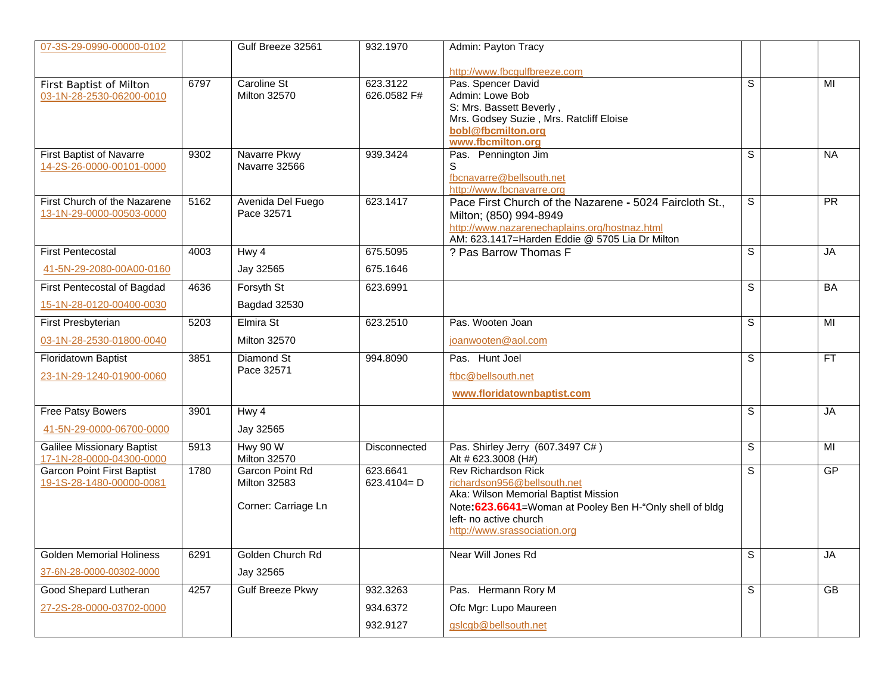| | | | | | | | |
|---|---|---|---|---|---|---|---|
| 07-3S-29-0990-00000-0102 | | Gulf Breeze 32561 | 932.1970 | Admin: Payton Tracy<br><br>http://www.fbcgulfbreeze.com | | | |
| First Baptist of Milton<br>03-1N-28-2530-06200-0010 | 6797 | Caroline St<br>Milton 32570 | 623.3122<br>626.0582 F# | Pas. Spencer David<br>Admin: Lowe Bob<br>S: Mrs. Bassett Beverly ,<br>Mrs. Godsey Suzie , Mrs. Ratcliff Eloise<br>**bobl@fbcmilton.org**<br>**www.fbcmilton.org** | S | | MI |
| First Baptist of Navarre<br>14-2S-26-0000-00101-0000 | 9302 | Navarre Pkwy<br>Navarre 32566 | 939.3424 | Pas. Pennington Jim<br>S<br>fbcnavarre@bellsouth.net<br>http://www.fbcnavarre.org | S | | NA |
| First Church of the Nazarene<br>13-1N-29-0000-00503-0000 | 5162 | Avenida Del Fuego<br>Pace 32571 | 623.1417 | Pace First Church of the Nazarene **-** 5024 Faircloth St., Milton; (850) 994-8949<br>http://www.nazarenechaplains.org/hostnaz.html<br>AM: 623.1417=Harden Eddie @ 5705 Lia Dr Milton | S | | PR |
| First Pentecostal<br>41-5N-29-2080-00A00-0160 | 4003 | Hwy 4<br>Jay 32565 | 675.5095<br>675.1646 | ? Pas Barrow Thomas F | S | | JA |
| First Pentecostal of Bagdad<br>15-1N-28-0120-00400-0030 | 4636 | Forsyth St<br>Bagdad 32530 | 623.6991 | | S | | BA |
| First Presbyterian<br>03-1N-28-2530-01800-0040 | 5203 | Elmira St<br>Milton 32570 | 623.2510 | Pas. Wooten Joan<br>joanwooten@aol.com | S | | MI |
| Floridatown Baptist<br>23-1N-29-1240-01900-0060 | 3851 | Diamond St<br>Pace 32571 | 994.8090 | Pas. Hunt Joel<br>ftbc@bellsouth.net<br>**www.floridatownbaptist.com** | S | | FT |
| Free Patsy Bowers<br>41-5N-29-0000-06700-0000 | 3901 | Hwy 4<br>Jay 32565 | | | S | | JA |
| Galilee Missionary Baptist<br>17-1N-28-0000-04300-0000 | 5913 | Hwy 90 W<br>Milton 32570 | Disconnected | Pas. Shirley Jerry (607.3497 C# )<br>Alt # 623.3008 (H#) | S | | MI |
| Garcon Point First Baptist<br>19-1S-28-1480-00000-0081 | 1780 | Garcon Point Rd<br>Milton 32583<br><br>Corner: Carriage Ln | 623.6641<br>623.4104= D | Rev Richardson Rick<br>richardson956@bellsouth.net<br>Aka: Wilson Memorial Baptist Mission<br>Note**:623.6641**=Woman at Pooley Ben H-"Only shell of bldg left- no active church<br>http://www.srassociation.org | S | | GP |
| Golden Memorial Holiness<br>37-6N-28-0000-00302-0000 | 6291 | Golden Church Rd<br>Jay 32565 | | Near Will Jones Rd | S | | JA |
| Good Shepard Lutheran<br>27-2S-28-0000-03702-0000 | 4257 | Gulf Breeze Pkwy | 932.3263<br>934.6372<br>932.9127 | Pas. Hermann Rory M<br>Ofc Mgr: Lupo Maureen<br>gslcgb@bellsouth.net | S | | GB |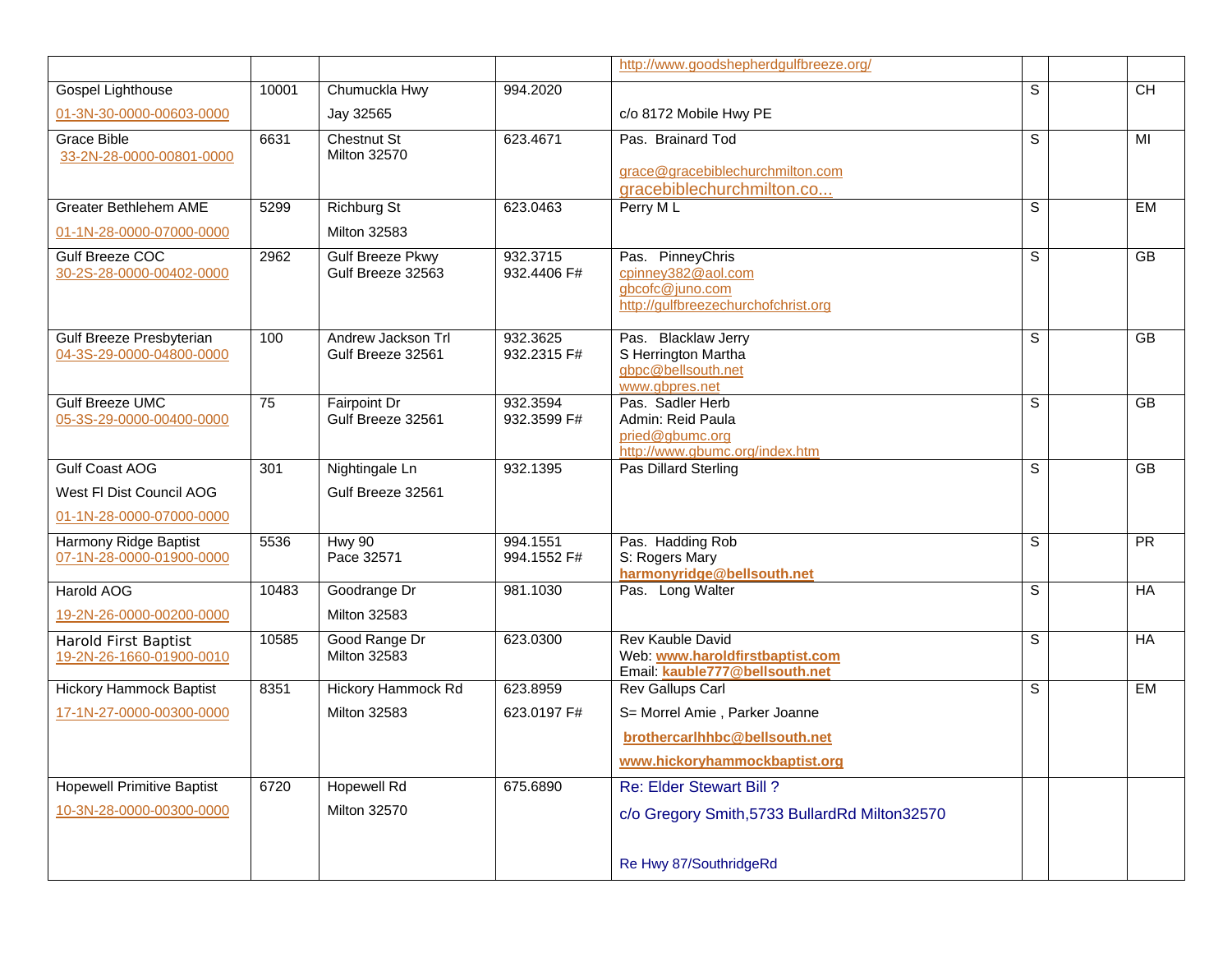| | | | | | | | |
|---|---|---|---|---|---|---|---|
| | | | | http://www.goodshepherdgulfbreeze.org/ | | | |
| Gospel Lighthouse<br>01-3N-30-0000-00603-0000 | 10001 | Chumuckla Hwy<br>Jay 32565 | 994.2020 | c/o 8172 Mobile Hwy PE | S | | CH |
| Grace Bible<br>33-2N-28-0000-00801-0000 | 6631 | Chestnut St<br>Milton 32570 | 623.4671 | Pas. Brainard Tod<br>grace@gracebiblechurchmilton.com<br>gracebiblechurchmilton.co… | S | | MI |
| Greater Bethlehem AME<br>01-1N-28-0000-07000-0000 | 5299 | Richburg St<br>Milton 32583 | 623.0463 | Perry M L | S | | EM |
| Gulf Breeze COC<br>30-2S-28-0000-00402-0000 | 2962 | Gulf Breeze Pkwy<br>Gulf Breeze 32563 | 932.3715<br>932.4406 F# | Pas. PinneyChris<br>cpinney382@aol.com<br>gbcofc@juno.com<br>http://gulfbreezechurchofchrist.org | S | | GB |
| Gulf Breeze Presbyterian<br>04-3S-29-0000-04800-0000 | 100 | Andrew Jackson Trl<br>Gulf Breeze 32561 | 932.3625<br>932.2315 F# | Pas. Blacklaw Jerry<br>S Herrington Martha<br>gbpc@bellsouth.net<br>www.gbpres.net | S | | GB |
| Gulf Breeze UMC<br>05-3S-29-0000-00400-0000 | 75 | Fairpoint Dr<br>Gulf Breeze 32561 | 932.3594<br>932.3599 F# | Pas. Sadler Herb<br>Admin: Reid Paula<br>pried@gbumc.org<br>http://www.gbumc.org/index.htm | S | | GB |
| Gulf Coast AOG<br>West Fl Dist Council AOG<br>01-1N-28-0000-07000-0000 | 301 | Nightingale Ln<br>Gulf Breeze 32561 | 932.1395 | Pas Dillard Sterling | S | | GB |
| Harmony Ridge Baptist<br>07-1N-28-0000-01900-0000 | 5536 | Hwy 90<br>Pace 32571 | 994.1551<br>994.1552 F# | Pas. Hadding Rob<br>S: Rogers Mary<br>**harmonyridge@bellsouth.net** | S | | PR |
| Harold AOG<br>19-2N-26-0000-00200-0000 | 10483 | Goodrange Dr<br>Milton 32583 | 981.1030 | Pas. Long Walter | S | | HA |
| Harold First Baptist<br>19-2N-26-1660-01900-0010 | 10585 | Good Range Dr<br>Milton 32583 | 623.0300 | Rev Kauble David<br>Web: **www.haroldfirstbaptist.com**<br>Email: **kauble777@bellsouth.net** | S | | HA |
| Hickory Hammock Baptist<br>17-1N-27-0000-00300-0000 | 8351 | Hickory Hammock Rd<br>Milton 32583 | 623.8959<br>623.0197 F# | Rev Gallups Carl<br>S= Morrel Amie , Parker Joanne<br>**brothercarlhhbc@bellsouth.net**<br>**www.hickoryhammockbaptist.org** | S | | EM |
| Hopewell Primitive Baptist<br>10-3N-28-0000-00300-0000 | 6720 | Hopewell Rd<br>Milton 32570 | 675.6890 | Re: Elder Stewart Bill ?<br>c/o Gregory Smith,5733 BullardRd Milton32570<br>Re Hwy 87/SouthridgeRd | | | |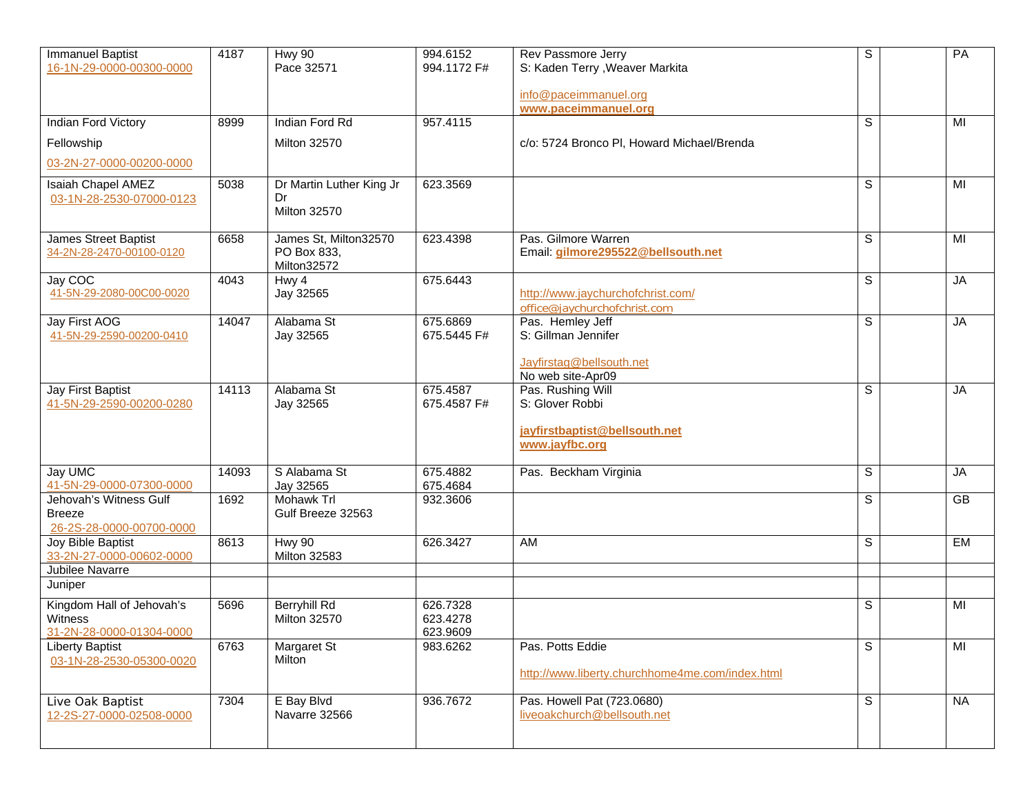| | | | | | | | |
|---|---|---|---|---|---|---|---|
| Immanuel Baptist<br>16-1N-29-0000-00300-0000 | 4187 | Hwy 90<br>Pace 32571 | 994.6152<br>994.1172 F# | Rev Passmore Jerry<br>S: Kaden Terry ,Weaver Markita<br><br>info@paceimmanuel.org<br>**www.paceimmanuel.org** | S | | PA |
| Indian Ford Victory<br>Fellowship<br>03-2N-27-0000-00200-0000 | 8999 | Indian Ford Rd<br>Milton 32570 | 957.4115 | c/o: 5724 Bronco Pl, Howard Michael/Brenda | S | | MI |
| Isaiah Chapel AMEZ<br>03-1N-28-2530-07000-0123 | 5038 | Dr Martin Luther King Jr Dr<br>Milton 32570 | 623.3569 | | S | | MI |
| James Street Baptist<br>34-2N-28-2470-00100-0120 | 6658 | James St, Milton32570<br>PO Box 833,<br>Milton32572 | 623.4398 | Pas. Gilmore Warren<br>Email: **gilmore295522@bellsouth.net** | S | | MI |
| Jay COC<br>41-5N-29-2080-00C00-0020 | 4043 | Hwy 4<br>Jay 32565 | 675.6443 | http://www.jaychurchofchrist.com/<br>office@jaychurchofchrist.com | S | | JA |
| Jay First AOG<br>41-5N-29-2590-00200-0410 | 14047 | Alabama St<br>Jay 32565 | 675.6869<br>675.5445 F# | Pas. Hemley Jeff<br>S: Gillman Jennifer<br><br>Jayfirstag@bellsouth.net<br>No web site-Apr09 | S | | JA |
| Jay First Baptist<br>41-5N-29-2590-00200-0280 | 14113 | Alabama St<br>Jay 32565 | 675.4587<br>675.4587 F# | Pas. Rushing Will<br>S: Glover Robbi<br><br>**jayfirstbaptist@bellsouth.net**<br>**www.jayfbc.org** | S | | JA |
| Jay UMC<br>41-5N-29-0000-07300-0000 | 14093 | S Alabama St<br>Jay 32565 | 675.4882<br>675.4684 | Pas. Beckham Virginia | S | | JA |
| Jehovah's Witness Gulf Breeze<br>26-2S-28-0000-00700-0000 | 1692 | Mohawk Trl<br>Gulf Breeze 32563 | 932.3606 | | S | | GB |
| Joy Bible Baptist<br>33-2N-27-0000-00602-0000 | 8613 | Hwy 90<br>Milton 32583 | 626.3427 | AM | S | | EM |
| Jubilee Navarre | | | | | | | |
| Juniper | | | | | | | |
| Kingdom Hall of Jehovah's Witness<br>31-2N-28-0000-01304-0000 | 5696 | Berryhill Rd<br>Milton 32570 | 626.7328<br>623.4278<br>623.9609 | | S | | MI |
| Liberty Baptist<br>03-1N-28-2530-05300-0020 | 6763 | Margaret St<br>Milton | 983.6262 | Pas. Potts Eddie<br><br>http://www.liberty.churchhome4me.com/index.html | S | | MI |
| Live Oak Baptist<br>12-2S-27-0000-02508-0000 | 7304 | E Bay Blvd<br>Navarre 32566 | 936.7672 | Pas. Howell Pat (723.0680)<br>liveoakchurch@bellsouth.net | S | | NA |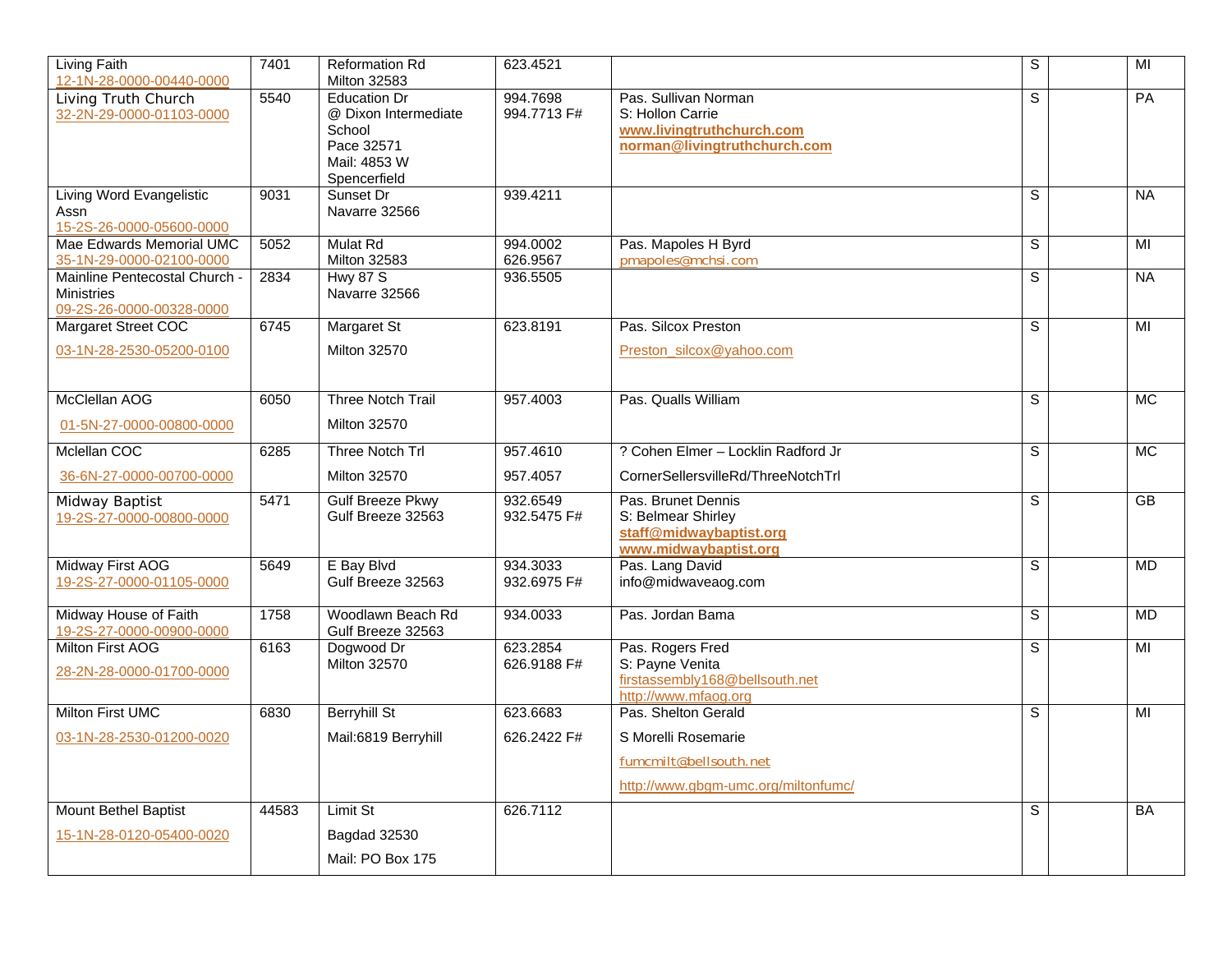| | | | | | | | |
|---|---|---|---|---|---|---|---|
| Living Faith<br>12-1N-28-0000-00440-0000 | 7401 | Reformation Rd<br>Milton 32583 | 623.4521 | | S | | MI |
| Living Truth Church<br>32-2N-29-0000-01103-0000 | 5540 | Education Dr<br>@ Dixon Intermediate School<br>Pace 32571<br>Mail: 4853 W Spencerfield | 994.7698<br>994.7713 F# | Pas. Sullivan Norman<br>S: Hollon Carrie<br>**www.livingtruthchurch.com**<br>**norman@livingtruthchurch.com** | S | | PA |
| Living Word Evangelistic Assn<br>15-2S-26-0000-05600-0000 | 9031 | Sunset Dr<br>Navarre 32566 | 939.4211 | | S | | NA |
| Mae Edwards Memorial UMC<br>35-1N-29-0000-02100-0000 | 5052 | Mulat Rd<br>Milton 32583 | 994.0002<br>626.9567 | Pas. Mapoles H Byrd<br>pmapoles@mchsi.com | S | | MI |
| Mainline Pentecostal Church - Ministries<br>09-2S-26-0000-00328-0000 | 2834 | Hwy 87 S<br>Navarre 32566 | 936.5505 | | S | | NA |
| Margaret Street COC<br>03-1N-28-2530-05200-0100 | 6745 | Margaret St<br>Milton 32570 | 623.8191 | Pas. Silcox Preston<br>Preston_silcox@yahoo.com | S | | MI |
| McClellan AOG<br>01-5N-27-0000-00800-0000 | 6050 | Three Notch Trail<br>Milton 32570 | 957.4003 | Pas. Qualls William | S | | MC |
| Mclellan COC<br>36-6N-27-0000-00700-0000 | 6285 | Three Notch Trl<br>Milton 32570 | 957.4610<br>957.4057 | ? Cohen Elmer – Locklin Radford Jr<br>CornerSellersvilleRd/ThreeNotchTrl | S | | MC |
| Midway Baptist<br>19-2S-27-0000-00800-0000 | 5471 | Gulf Breeze Pkwy<br>Gulf Breeze 32563 | 932.6549<br>932.5475 F# | Pas. Brunet Dennis<br>S: Belmear Shirley<br>**staff@midwaybaptist.org**<br>**www.midwaybaptist.org** | S | | GB |
| Midway First AOG<br>19-2S-27-0000-01105-0000 | 5649 | E Bay Blvd<br>Gulf Breeze 32563 | 934.3033<br>932.6975 F# | Pas. Lang David<br>info@midwaveaog.com | S | | MD |
| Midway House of Faith<br>19-2S-27-0000-00900-0000 | 1758 | Woodlawn Beach Rd<br>Gulf Breeze 32563 | 934.0033 | Pas. Jordan Bama | S | | MD |
| Milton First AOG<br>28-2N-28-0000-01700-0000 | 6163 | Dogwood Dr<br>Milton 32570 | 623.2854<br>626.9188 F# | Pas. Rogers Fred<br>S: Payne Venita<br>firstassembly168@bellsouth.net<br>http://www.mfaog.org | S | | MI |
| Milton First UMC<br>03-1N-28-2530-01200-0020 | 6830 | Berryhill St<br>Mail:6819 Berryhill | 623.6683<br>626.2422 F# | Pas. Shelton Gerald<br>S Morelli Rosemarie<br>fumcmilt@bellsouth.net<br>http://www.gbgm-umc.org/miltonfumc/ | S | | MI |
| Mount Bethel Baptist<br>15-1N-28-0120-05400-0020 | 44583 | Limit St<br>Bagdad 32530<br>Mail: PO Box 175 | 626.7112 | | S | | BA |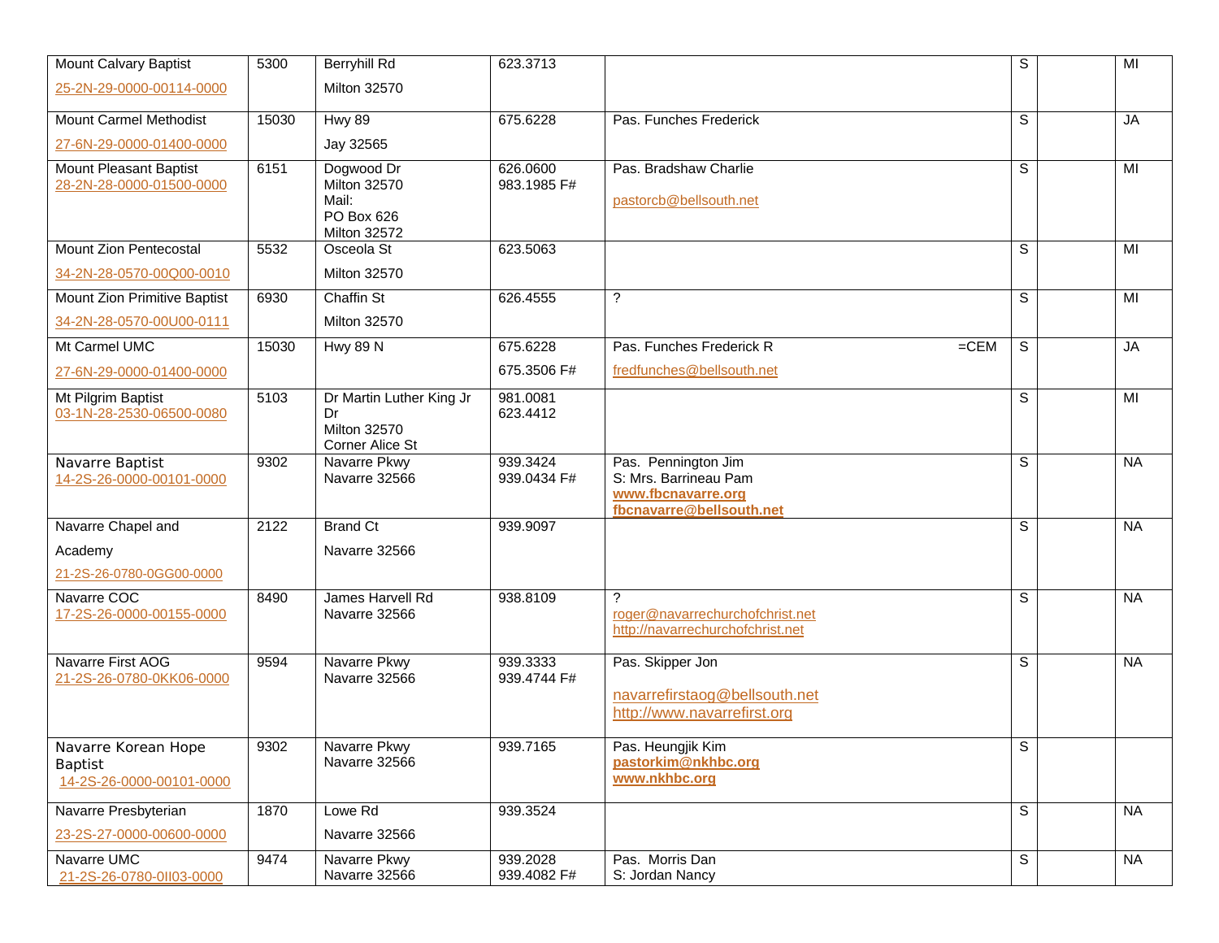| | | | | | | | |
|---|---|---|---|---|---|---|---|
| Mount Calvary Baptist<br>25-2N-29-0000-00114-0000 | 5300 | Berryhill Rd<br>Milton 32570 | 623.3713 | | S | | MI |
| Mount Carmel Methodist<br>27-6N-29-0000-01400-0000 | 15030 | Hwy 89<br>Jay 32565 | 675.6228 | Pas. Funches Frederick | S | | JA |
| Mount Pleasant Baptist<br>28-2N-28-0000-01500-0000 | 6151 | Dogwood Dr<br>Milton 32570<br>Mail:<br>PO Box 626<br>Milton 32572 | 626.0600<br>983.1985 F# | Pas. Bradshaw Charlie<br>pastorcb@bellsouth.net | S | | MI |
| Mount Zion Pentecostal<br>34-2N-28-0570-00Q00-0010 | 5532 | Osceola St<br>Milton 32570 | 623.5063 | | S | | MI |
| Mount Zion Primitive Baptist<br>34-2N-28-0570-00U00-0111 | 6930 | Chaffin St<br>Milton 32570 | 626.4555 | ? | S | | MI |
| Mt Carmel UMC<br>27-6N-29-0000-01400-0000 | 15030 | Hwy 89 N | 675.6228<br>675.3506 F# | Pas. Funches Frederick R =CEM<br>fredfunches@bellsouth.net | S | | JA |
| Mt Pilgrim Baptist<br>03-1N-28-2530-06500-0080 | 5103 | Dr Martin Luther King Jr Dr<br>Milton 32570<br>Corner Alice St | 981.0081<br>623.4412 | | S | | MI |
| Navarre Baptist<br>14-2S-26-0000-00101-0000 | 9302 | Navarre Pkwy<br>Navarre 32566 | 939.3424<br>939.0434 F# | Pas. Pennington Jim<br>S: Mrs. Barrineau Pam<br>**www.fbcnavarre.org**<br>**fbcnavarre@bellsouth.net** | S | | NA |
| Navarre Chapel and Academy<br>21-2S-26-0780-0GG00-0000 | 2122 | Brand Ct<br>Navarre 32566 | 939.9097 | | S | | NA |
| Navarre COC<br>17-2S-26-0000-00155-0000 | 8490 | James Harvell Rd<br>Navarre 32566 | 938.8109 | ?<br>roger@navarrechurchofchrist.net<br>http://navarrechurchofchrist.net | S | | NA |
| Navarre First AOG<br>21-2S-26-0780-0KK06-0000 | 9594 | Navarre Pkwy<br>Navarre 32566 | 939.3333<br>939.4744 F# | Pas. Skipper Jon<br>navarrefirstaog@bellsouth.net<br>http://www.navarrefirst.org | S | | NA |
| Navarre Korean Hope Baptist<br>14-2S-26-0000-00101-0000 | 9302 | Navarre Pkwy<br>Navarre 32566 | 939.7165 | Pas. Heungjik Kim<br>**pastorkim@nkhbc.org**<br>**www.nkhbc.org** | S | | |
| Navarre Presbyterian<br>23-2S-27-0000-00600-0000 | 1870 | Lowe Rd<br>Navarre 32566 | 939.3524 | | S | | NA |
| Navarre UMC<br>21-2S-26-0780-0II03-0000 | 9474 | Navarre Pkwy<br>Navarre 32566 | 939.2028<br>939.4082 F# | Pas. Morris Dan<br>S: Jordan Nancy | S | | NA |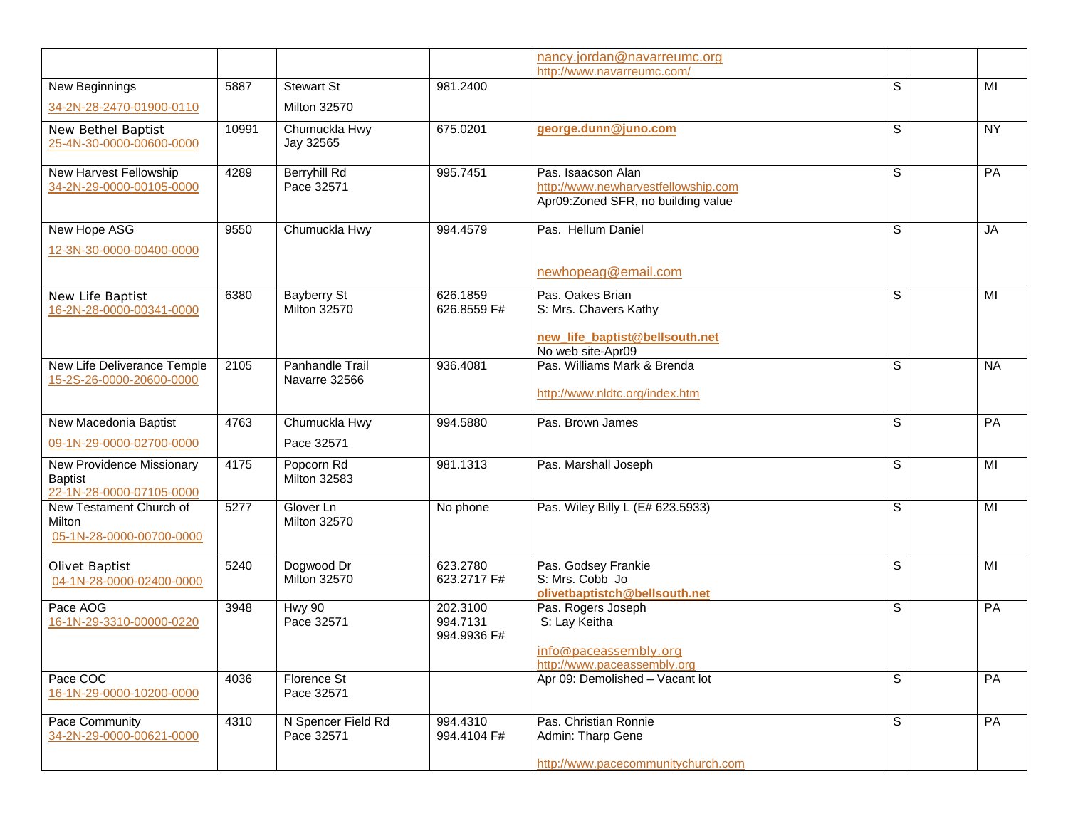| | | | | | | | |
|---|---|---|---|---|---|---|---|
| | | | | nancy.jordan@navarreumc.org<br>http://www.navarreumc.com/ | | | |
| New Beginnings<br>34-2N-28-2470-01900-0110 | 5887 | Stewart St<br>Milton 32570 | 981.2400 | | S | | MI |
| New Bethel Baptist<br>25-4N-30-0000-00600-0000 | 10991 | Chumuckla Hwy<br>Jay 32565 | 675.0201 | **george.dunn@juno.com** | S | | NY |
| New Harvest Fellowship<br>34-2N-29-0000-00105-0000 | 4289 | Berryhill Rd<br>Pace 32571 | 995.7451 | Pas. Isaacson Alan<br>http://www.newharvestfellowship.com<br>Apr09:Zoned SFR, no building value | S | | PA |
| New Hope ASG<br>12-3N-30-0000-00400-0000 | 9550 | Chumuckla Hwy | 994.4579 | Pas. Hellum Daniel<br>newhopeag@email.com | S | | JA |
| New Life Baptist<br>16-2N-28-0000-00341-0000 | 6380 | Bayberry St<br>Milton 32570 | 626.1859<br>626.8559 F# | Pas. Oakes Brian<br>S: Mrs. Chavers Kathy<br>**new_life_baptist@bellsouth.net**<br>No web site-Apr09 | S | | MI |
| New Life Deliverance Temple<br>15-2S-26-0000-20600-0000 | 2105 | Panhandle Trail<br>Navarre 32566 | 936.4081 | Pas. Williams Mark & Brenda<br>http://www.nldtc.org/index.htm | S | | NA |
| New Macedonia Baptist<br>09-1N-29-0000-02700-0000 | 4763 | Chumuckla Hwy<br>Pace 32571 | 994.5880 | Pas. Brown James | S | | PA |
| New Providence Missionary Baptist<br>22-1N-28-0000-07105-0000 | 4175 | Popcorn Rd<br>Milton 32583 | 981.1313 | Pas. Marshall Joseph | S | | MI |
| New Testament Church of Milton<br>05-1N-28-0000-00700-0000 | 5277 | Glover Ln<br>Milton 32570 | No phone | Pas. Wiley Billy L (E# 623.5933) | S | | MI |
| Olivet Baptist<br>04-1N-28-0000-02400-0000 | 5240 | Dogwood Dr<br>Milton 32570 | 623.2780<br>623.2717 F# | Pas. Godsey Frankie<br>S: Mrs. Cobb Jo<br>**olivetbaptistch@bellsouth.net** | S | | MI |
| Pace AOG<br>16-1N-29-3310-00000-0220 | 3948 | Hwy 90<br>Pace 32571 | 202.3100<br>994.7131<br>994.9936 F# | Pas. Rogers Joseph<br>S: Lay Keitha<br>info@paceassembly.org<br>http://www.paceassembly.org | S | | PA |
| Pace COC<br>16-1N-29-0000-10200-0000 | 4036 | Florence St<br>Pace 32571 | | Apr 09: Demolished – Vacant lot | S | | PA |
| Pace Community<br>34-2N-29-0000-00621-0000 | 4310 | N Spencer Field Rd<br>Pace 32571 | 994.4310<br>994.4104 F# | Pas. Christian Ronnie<br>Admin: Tharp Gene<br>http://www.pacecommunitychurch.com | S | | PA |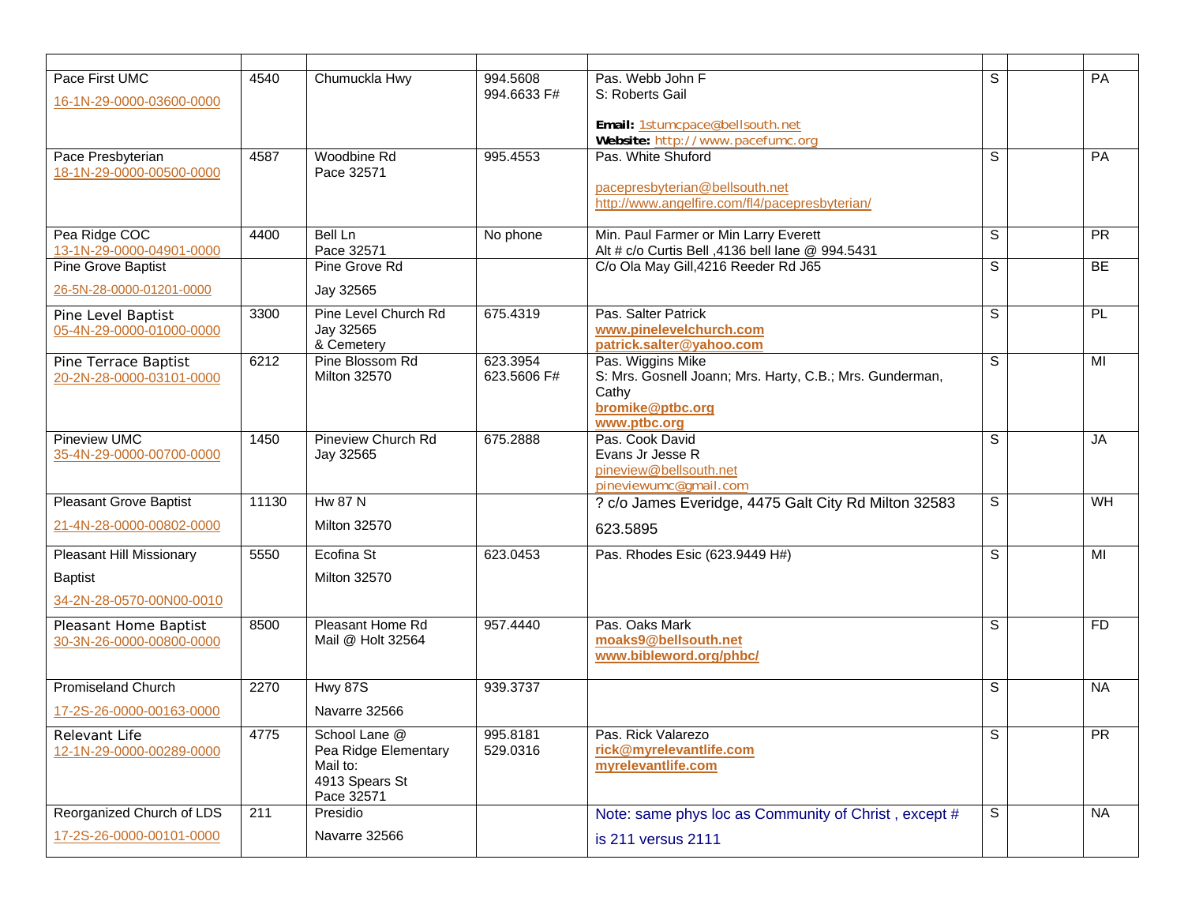| | | | | | | | |
|---|---|---|---|---|---|---|---|
| Pace First UMC<br>16-1N-29-0000-03600-0000 | 4540 | Chumuckla Hwy | 994.5608<br>994.6633 F# | Pas. Webb John F<br>S: Roberts Gail<br><br>**Email:** 1stumcpace@bellsouth.net<br>**Website:** http://www.pacefumc.org | S | | PA |
| Pace Presbyterian<br>18-1N-29-0000-00500-0000 | 4587 | Woodbine Rd<br>Pace 32571 | 995.4553 | Pas. White Shuford<br><br>pacepresbyterian@bellsouth.net<br>http://www.angelfire.com/fl4/pacepresbyterian/ | S | | PA |
| Pea Ridge COC<br>13-1N-29-0000-04901-0000 | 4400 | Bell Ln<br>Pace 32571 | No phone | Min. Paul Farmer or Min Larry Everett<br>Alt # c/o Curtis Bell ,4136 bell lane @ 994.5431 | S | | PR |
| Pine Grove Baptist<br>26-5N-28-0000-01201-0000 | | Pine Grove Rd<br>Jay 32565 | | C/o Ola May Gill,4216 Reeder Rd J65 | S | | BE |
| Pine Level Baptist<br>05-4N-29-0000-01000-0000 | 3300 | Pine Level Church Rd<br>Jay 32565<br>& Cemetery | 675.4319 | Pas. Salter Patrick<br>**www.pinelevelchurch.com**<br>**patrick.salter@yahoo.com** | S | | PL |
| Pine Terrace Baptist<br>20-2N-28-0000-03101-0000 | 6212 | Pine Blossom Rd<br>Milton 32570 | 623.3954<br>623.5606 F# | Pas. Wiggins Mike<br>S: Mrs. Gosnell Joann; Mrs. Harty, C.B.; Mrs. Gunderman, Cathy<br>**bromike@ptbc.org**<br>**www.ptbc.org** | S | | MI |
| Pineview UMC<br>35-4N-29-0000-00700-0000 | 1450 | Pineview Church Rd<br>Jay 32565 | 675.2888 | Pas. Cook David<br>Evans Jr Jesse R<br>pineview@bellsouth.net<br>pineviewumc@gmail.com | S | | JA |
| Pleasant Grove Baptist<br>21-4N-28-0000-00802-0000 | 11130 | Hw 87 N<br>Milton 32570 | | ? c/o James Everidge, 4475 Galt City Rd Milton 32583<br>623.5895 | S | | WH |
| Pleasant Hill Missionary Baptist<br>34-2N-28-0570-00N00-0010 | 5550 | Ecofina St<br>Milton 32570 | 623.0453 | Pas. Rhodes Esic (623.9449 H#) | S | | MI |
| Pleasant Home Baptist<br>30-3N-26-0000-00800-0000 | 8500 | Pleasant Home Rd<br>Mail @ Holt 32564 | 957.4440 | Pas. Oaks Mark<br>**moaks9@bellsouth.net**<br>**www.bibleword.org/phbc/** | S | | FD |
| Promiseland Church<br>17-2S-26-0000-00163-0000 | 2270 | Hwy 87S<br>Navarre 32566 | 939.3737 | | S | | NA |
| Relevant Life<br>12-1N-29-0000-00289-0000 | 4775 | School Lane @<br>Pea Ridge Elementary<br>Mail to:<br>4913 Spears St<br>Pace 32571 | 995.8181<br>529.0316 | Pas. Rick Valarezo<br>**rick@myrelevantlife.com**<br>**myrelevantlife.com** | S | | PR |
| Reorganized Church of LDS<br>17-2S-26-0000-00101-0000 | 211 | Presidio<br>Navarre 32566 | | Note: same phys loc as Community of Christ , except # is 211 versus 2111 | S | | NA |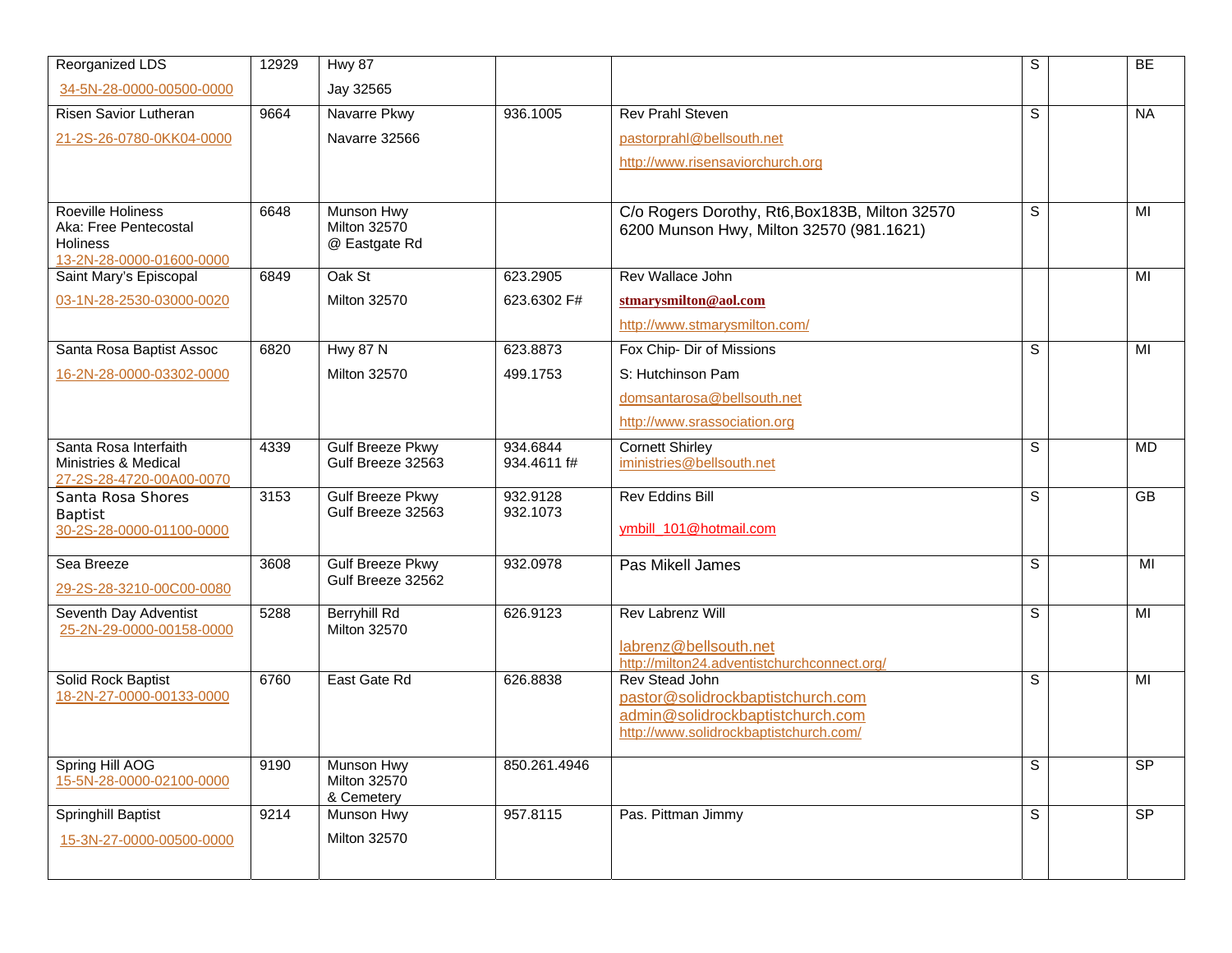| | | | | | | | |
|---|---|---|---|---|---|---|---|
| Reorganized LDS 34-5N-28-0000-00500-0000 | 12929 | Hwy 87 Jay 32565 | | | S | | BE |
| Risen Savior Lutheran 21-2S-26-0780-0KK04-0000 | 9664 | Navarre Pkwy Navarre 32566 | 936.1005 | Rev Prahl Steven pastorprahl@bellsouth.net http://www.risensaviorchurch.org | S | | NA |
| Roeville Holiness Aka: Free Pentecostal Holiness 13-2N-28-0000-01600-0000 | 6648 | Munson Hwy Milton 32570 @ Eastgate Rd | | C/o Rogers Dorothy, Rt6,Box183B, Milton 32570 6200 Munson Hwy, Milton 32570 (981.1621) | S | | MI |
| Saint Mary's Episcopal 03-1N-28-2530-03000-0020 | 6849 | Oak St Milton 32570 | 623.2905 623.6302 F# | Rev Wallace John **stmarysmilton@aol.com** http://www.stmarysmilton.com/ | | | MI |
| Santa Rosa Baptist Assoc 16-2N-28-0000-03302-0000 | 6820 | Hwy 87 N Milton 32570 | 623.8873 499.1753 | Fox Chip- Dir of Missions S: Hutchinson Pam domsantarosa@bellsouth.net http://www.srassociation.org | S | | MI |
| Santa Rosa Interfaith Ministries & Medical 27-2S-28-4720-00A00-0070 | 4339 | Gulf Breeze Pkwy Gulf Breeze 32563 | 934.6844 934.4611 f# | Cornett Shirley iministries@bellsouth.net | S | | MD |
| Santa Rosa Shores Baptist 30-2S-28-0000-01100-0000 | 3153 | Gulf Breeze Pkwy Gulf Breeze 32563 | 932.9128 932.1073 | Rev Eddins Bill ymbill_101@hotmail.com | S | | GB |
| Sea Breeze 29-2S-28-3210-00C00-0080 | 3608 | Gulf Breeze Pkwy Gulf Breeze 32562 | 932.0978 | Pas Mikell James | S | | MI |
| Seventh Day Adventist 25-2N-29-0000-00158-0000 | 5288 | Berryhill Rd Milton 32570 | 626.9123 | Rev Labrenz Will labrenz@bellsouth.net http://milton24.adventistchurchconnect.org/ | S | | MI |
| Solid Rock Baptist 18-2N-27-0000-00133-0000 | 6760 | East Gate Rd | 626.8838 | Rev Stead John pastor@solidrockbaptistchurch.com admin@solidrockbaptistchurch.com http://www.solidrockbaptistchurch.com/ | S | | MI |
| Spring Hill AOG 15-5N-28-0000-02100-0000 | 9190 | Munson Hwy Milton 32570 & Cemetery | 850.261.4946 | | S | | SP |
| Springhill Baptist 15-3N-27-0000-00500-0000 | 9214 | Munson Hwy Milton 32570 | 957.8115 | Pas. Pittman Jimmy | S | | SP |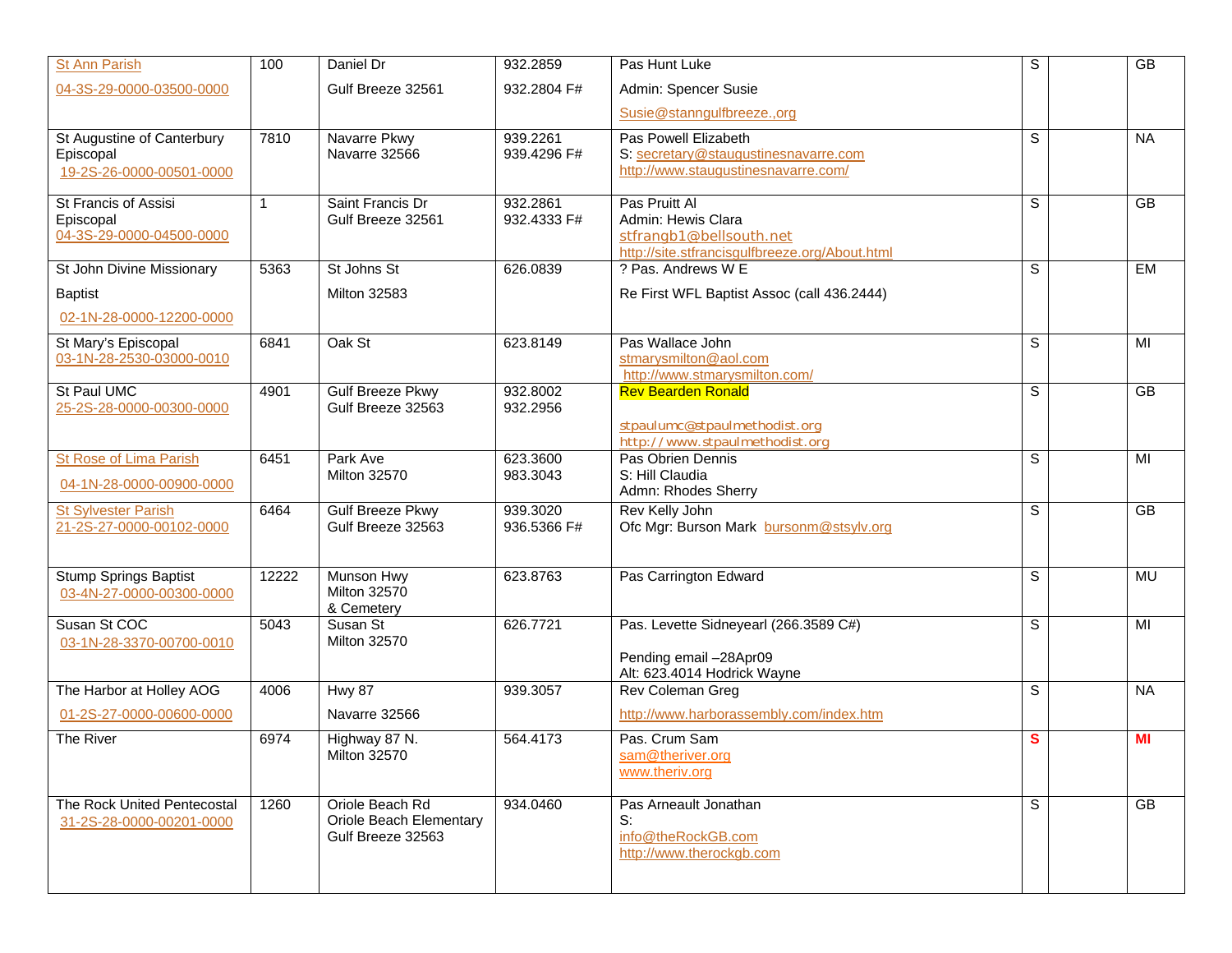| | | | | | | | |
|---|---|---|---|---|---|---|---|
| St Ann Parish<br>04-3S-29-0000-03500-0000 | 100 | Daniel Dr<br>Gulf Breeze 32561 | 932.2859<br>932.2804 F# | Pas Hunt Luke<br>Admin: Spencer Susie<br>Susie@stanngulfbreeze.,org | S | | GB |
| St Augustine of Canterbury Episcopal<br>19-2S-26-0000-00501-0000 | 7810 | Navarre Pkwy<br>Navarre 32566 | 939.2261<br>939.4296 F# | Pas Powell Elizabeth<br>S: secretary@staugustinesnavarre.com<br>http://www.staugustinesnavarre.com/ | S | | NA |
| St Francis of Assisi Episcopal<br>04-3S-29-0000-04500-0000 | 1 | Saint Francis Dr<br>Gulf Breeze 32561 | 932.2861<br>932.4333 F# | Pas Pruitt Al<br>Admin: Hewis Clara<br>stfrangb1@bellsouth.net<br>http://site.stfrancisgulfbreeze.org/About.html | S | | GB |
| St John Divine Missionary Baptist<br>02-1N-28-0000-12200-0000 | 5363 | St Johns St<br>Milton 32583 | 626.0839 | ? Pas. Andrews W E<br>Re First WFL Baptist Assoc (call 436.2444) | S | | EM |
| St Mary's Episcopal<br>03-1N-28-2530-03000-0010 | 6841 | Oak St | 623.8149 | Pas Wallace John<br>stmarysmilton@aol.com<br>http://www.stmarysmilton.com/ | S | | MI |
| St Paul UMC<br>25-2S-28-0000-00300-0000 | 4901 | Gulf Breeze Pkwy<br>Gulf Breeze 32563 | 932.8002<br>932.2956 | Rev Bearden Ronald<br>stpaulumc@stpaulmethodist.org<br>http://www.stpaulmethodist.org | S | | GB |
| St Rose of Lima Parish<br>04-1N-28-0000-00900-0000 | 6451 | Park Ave<br>Milton 32570 | 623.3600<br>983.3043 | Pas Obrien Dennis<br>S: Hill Claudia<br>Admn: Rhodes Sherry | S | | MI |
| St Sylvester Parish<br>21-2S-27-0000-00102-0000 | 6464 | Gulf Breeze Pkwy<br>Gulf Breeze 32563 | 939.3020<br>936.5366 F# | Rev Kelly John<br>Ofc Mgr: Burson Mark bursonm@stsylv.org | S | | GB |
| Stump Springs Baptist<br>03-4N-27-0000-00300-0000 | 12222 | Munson Hwy<br>Milton 32570<br>& Cemetery | 623.8763 | Pas Carrington Edward | S | | MU |
| Susan St COC<br>03-1N-28-3370-00700-0010 | 5043 | Susan St<br>Milton 32570 | 626.7721 | Pas. Levette Sidneyearl (266.3589 C#)<br>Pending email –28Apr09<br>Alt: 623.4014 Hodrick Wayne | S | | MI |
| The Harbor at Holley AOG<br>01-2S-27-0000-00600-0000 | 4006 | Hwy 87<br>Navarre 32566 | 939.3057 | Rev Coleman Greg<br>http://www.harborassembly.com/index.htm | S | | NA |
| The River | 6974 | Highway 87 N.<br>Milton 32570 | 564.4173 | Pas. Crum Sam<br>sam@theriver.org<br>www.theriv.org | **S** | | **MI** |
| The Rock United Pentecostal<br>31-2S-28-0000-00201-0000 | 1260 | Oriole Beach Rd<br>Oriole Beach Elementary<br>Gulf Breeze 32563 | 934.0460 | Pas Arneault Jonathan<br>S:<br>info@theRockGB.com<br>http://www.therockgb.com | S | | GB |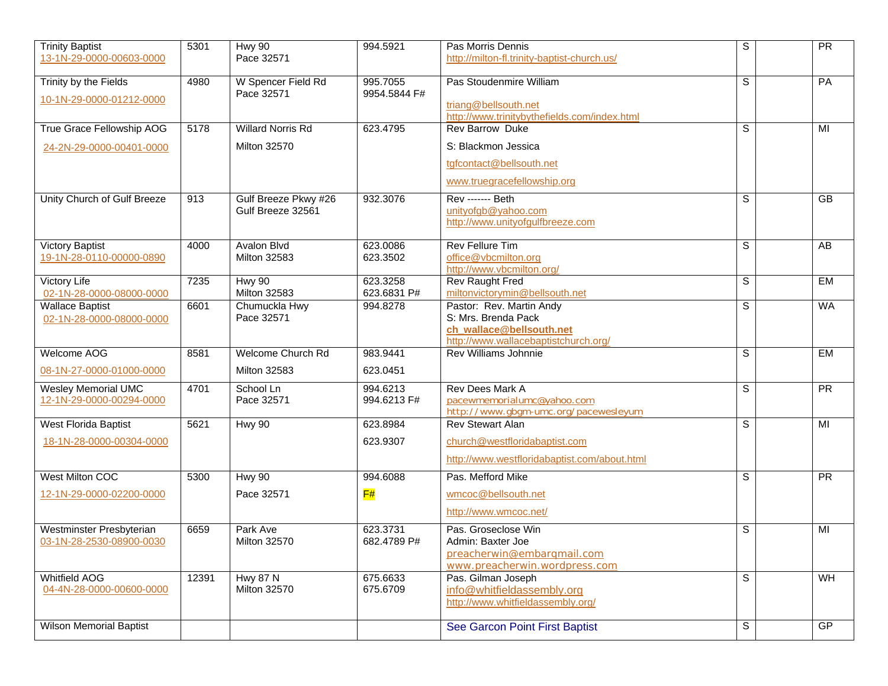| | | | | | | | |
|---|---|---|---|---|---|---|---|
| Trinity Baptist<br>13-1N-29-0000-00603-0000 | 5301 | Hwy 90<br>Pace 32571 | 994.5921 | Pas Morris Dennis<br>http://milton-fl.trinity-baptist-church.us/ | S | | PR |
| Trinity by the Fields<br>10-1N-29-0000-01212-0000 | 4980 | W Spencer Field Rd<br>Pace 32571 | 995.7055<br>9954.5844 F# | Pas Stoudenmire William<br>triang@bellsouth.net<br>http://www.trinitybythefields.com/index.html | S | | PA |
| True Grace Fellowship AOG<br>24-2N-29-0000-00401-0000 | 5178 | Willard Norris Rd<br>Milton 32570 | 623.4795 | Rev Barrow Duke<br>S: Blackmon Jessica<br>tgfcontact@bellsouth.net<br>www.truegracefellowship.org | S | | MI |
| Unity Church of Gulf Breeze | 913 | Gulf Breeze Pkwy #26<br>Gulf Breeze 32561 | 932.3076 | Rev ------- Beth<br>unityofgb@yahoo.com<br>http://www.unityofgulfbreeze.com | S | | GB |
| Victory Baptist<br>19-1N-28-0110-00000-0890 | 4000 | Avalon Blvd<br>Milton 32583 | 623.0086<br>623.3502 | Rev Fellure Tim<br>office@vbcmilton.org<br>http://www.vbcmilton.org/ | S | | AB |
| Victory Life<br>02-1N-28-0000-08000-0000 | 7235 | Hwy 90<br>Milton 32583 | 623.3258<br>623.6831 P# | Rev Raught Fred<br>miltonvictorymin@bellsouth.net | S | | EM |
| Wallace Baptist<br>02-1N-28-0000-08000-0000 | 6601 | Chumuckla Hwy<br>Pace 32571 | 994.8278 | Pastor: Rev. Martin Andy<br>S: Mrs. Brenda Pack<br>**ch_wallace@bellsouth.net**<br>http://www.wallacebaptistchurch.org/ | S | | WA |
| Welcome AOG<br>08-1N-27-0000-01000-0000 | 8581 | Welcome Church Rd<br>Milton 32583 | 983.9441<br>623.0451 | Rev Williams Johnnie | S | | EM |
| Wesley Memorial UMC<br>12-1N-29-0000-00294-0000 | 4701 | School Ln<br>Pace 32571 | 994.6213<br>994.6213 F# | Rev Dees Mark A<br>pacewmemorialumc@yahoo.com<br>http://www.gbgm-umc.org/pacewesleyum | S | | PR |
| West Florida Baptist<br>18-1N-28-0000-00304-0000 | 5621 | Hwy 90 | 623.8984<br>623.9307 | Rev Stewart Alan<br>church@westfloridabaptist.com<br>http://www.westfloridabaptist.com/about.html | S | | MI |
| West Milton COC<br>12-1N-29-0000-02200-0000 | 5300 | Hwy 90<br>Pace 32571 | 994.6088<br>F# | Pas. Mefford Mike<br>wmcoc@bellsouth.net<br>http://www.wmcoc.net/ | S | | PR |
| Westminster Presbyterian<br>03-1N-28-2530-08900-0030 | 6659 | Park Ave<br>Milton 32570 | 623.3731<br>682.4789 P# | Pas. Groseclose Win<br>Admin: Baxter Joe<br>preacherwin@embarqmail.com<br>www.preacherwin.wordpress.com | S | | MI |
| Whitfield AOG<br>04-4N-28-0000-00600-0000 | 12391 | Hwy 87 N<br>Milton 32570 | 675.6633<br>675.6709 | Pas. Gilman Joseph<br>info@whitfieldassembly.org<br>http://www.whitfieldassembly.org/ | S | | WH |
| Wilson Memorial Baptist | | | | See Garcon Point First Baptist | S | | GP |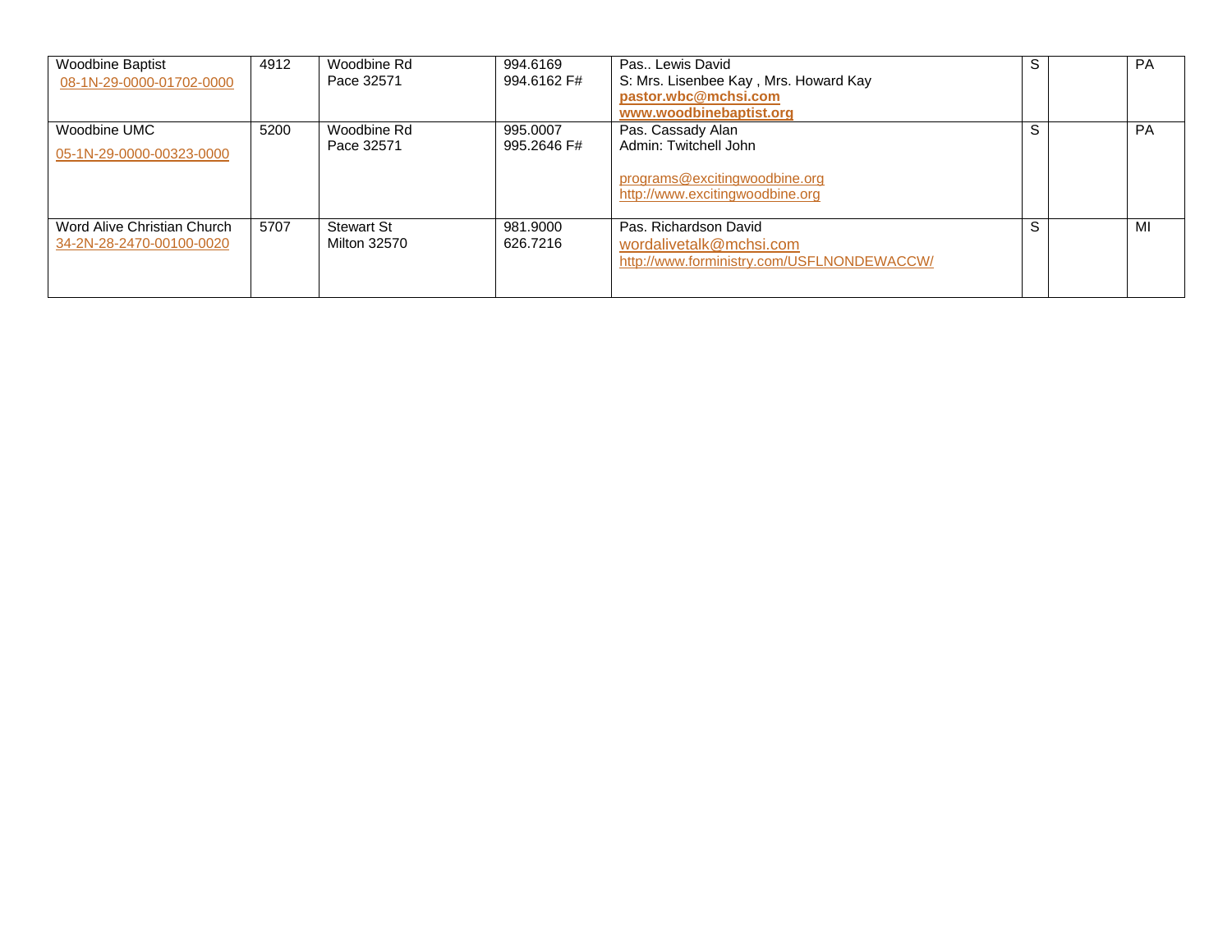| | | | | | | | |
|---|---|---|---|---|---|---|---|
| Woodbine Baptist<br>08-1N-29-0000-01702-0000 | 4912 | Woodbine Rd<br>Pace 32571 | 994.6169<br>994.6162 F# | Pas.. Lewis David<br>S: Mrs. Lisenbee Kay , Mrs. Howard Kay<br>**pastor.wbc@mchsi.com**<br>**www.woodbinebaptist.org** | S | | PA |
| Woodbine UMC<br>05-1N-29-0000-00323-0000 | 5200 | Woodbine Rd<br>Pace 32571 | 995.0007<br>995.2646 F# | Pas. Cassady Alan<br>Admin: Twitchell John<br><br>programs@excitingwoodbine.org<br>http://www.excitingwoodbine.org | S | | PA |
| Word Alive Christian Church<br>34-2N-28-2470-00100-0020 | 5707 | Stewart St<br>Milton 32570 | 981.9000<br>626.7216 | Pas. Richardson David<br>wordalivetalk@mchsi.com<br>http://www.forministry.com/USFLNONDEWACCW/ | S | | MI |